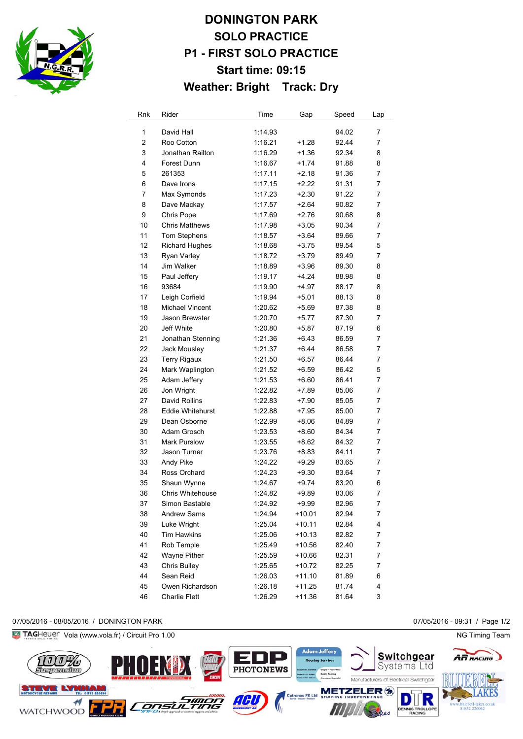# DONINGTON PARK
## SOLO PRACTICE
## P1 - FIRST SOLO PRACTICE
### Start time: 09:15
### Weather: Bright Track: Dry

| Rnk | Rider | Time | Gap | Speed | Lap |
|---|---|---|---|---|---|
| 1 | David Hall | 1:14.93 | | 94.02 | 7 |
| 2 | Roo Cotton | 1:16.21 | +1.28 | 92.44 | 7 |
| 3 | Jonathan Railton | 1:16.29 | +1.36 | 92.34 | 8 |
| 4 | Forest Dunn | 1:16.67 | +1.74 | 91.88 | 8 |
| 5 | 261353 | 1:17.11 | +2.18 | 91.36 | 7 |
| 6 | Dave Irons | 1:17.15 | +2.22 | 91.31 | 7 |
| 7 | Max Symonds | 1:17.23 | +2.30 | 91.22 | 7 |
| 8 | Dave Mackay | 1:17.57 | +2.64 | 90.82 | 7 |
| 9 | Chris Pope | 1:17.69 | +2.76 | 90.68 | 8 |
| 10 | Chris Matthews | 1:17.98 | +3.05 | 90.34 | 7 |
| 11 | Tom Stephens | 1:18.57 | +3.64 | 89.66 | 7 |
| 12 | Richard Hughes | 1:18.68 | +3.75 | 89.54 | 5 |
| 13 | Ryan Varley | 1:18.72 | +3.79 | 89.49 | 7 |
| 14 | Jim Walker | 1:18.89 | +3.96 | 89.30 | 8 |
| 15 | Paul Jeffery | 1:19.17 | +4.24 | 88.98 | 8 |
| 16 | 93684 | 1:19.90 | +4.97 | 88.17 | 8 |
| 17 | Leigh Corfield | 1:19.94 | +5.01 | 88.13 | 8 |
| 18 | Michael Vincent | 1:20.62 | +5.69 | 87.38 | 8 |
| 19 | Jason Brewster | 1:20.70 | +5.77 | 87.30 | 7 |
| 20 | Jeff White | 1:20.80 | +5.87 | 87.19 | 6 |
| 21 | Jonathan Stenning | 1:21.36 | +6.43 | 86.59 | 7 |
| 22 | Jack Mousley | 1:21.37 | +6.44 | 86.58 | 7 |
| 23 | Terry Rigaux | 1:21.50 | +6.57 | 86.44 | 7 |
| 24 | Mark Waplington | 1:21.52 | +6.59 | 86.42 | 5 |
| 25 | Adam Jeffery | 1:21.53 | +6.60 | 86.41 | 7 |
| 26 | Jon Wright | 1:22.82 | +7.89 | 85.06 | 7 |
| 27 | David Rollins | 1:22.83 | +7.90 | 85.05 | 7 |
| 28 | Eddie Whitehurst | 1:22.88 | +7.95 | 85.00 | 7 |
| 29 | Dean Osborne | 1:22.99 | +8.06 | 84.89 | 7 |
| 30 | Adam Grosch | 1:23.53 | +8.60 | 84.34 | 7 |
| 31 | Mark Purslow | 1:23.55 | +8.62 | 84.32 | 7 |
| 32 | Jason Turner | 1:23.76 | +8.83 | 84.11 | 7 |
| 33 | Andy Pike | 1:24.22 | +9.29 | 83.65 | 7 |
| 34 | Ross Orchard | 1:24.23 | +9.30 | 83.64 | 7 |
| 35 | Shaun Wynne | 1:24.67 | +9.74 | 83.20 | 6 |
| 36 | Chris Whitehouse | 1:24.82 | +9.89 | 83.06 | 7 |
| 37 | Simon Bastable | 1:24.92 | +9.99 | 82.96 | 7 |
| 38 | Andrew Sams | 1:24.94 | +10.01 | 82.94 | 7 |
| 39 | Luke Wright | 1:25.04 | +10.11 | 82.84 | 4 |
| 40 | Tim Hawkins | 1:25.06 | +10.13 | 82.82 | 7 |
| 41 | Rob Temple | 1:25.49 | +10.56 | 82.40 | 7 |
| 42 | Wayne Pither | 1:25.59 | +10.66 | 82.31 | 7 |
| 43 | Chris Bulley | 1:25.65 | +10.72 | 82.25 | 7 |
| 44 | Sean Reid | 1:26.03 | +11.10 | 81.89 | 6 |
| 45 | Owen Richardson | 1:26.18 | +11.25 | 81.74 | 4 |
| 46 | Charlie Flett | 1:26.29 | +11.36 | 81.64 | 3 |

07/05/2016 - 08/05/2016 / DONINGTON PARK — 07/05/2016 - 09:31

TAGHeuer Vola (www.vola.fr) / Circuit Pro 1.00 — NG Timing Team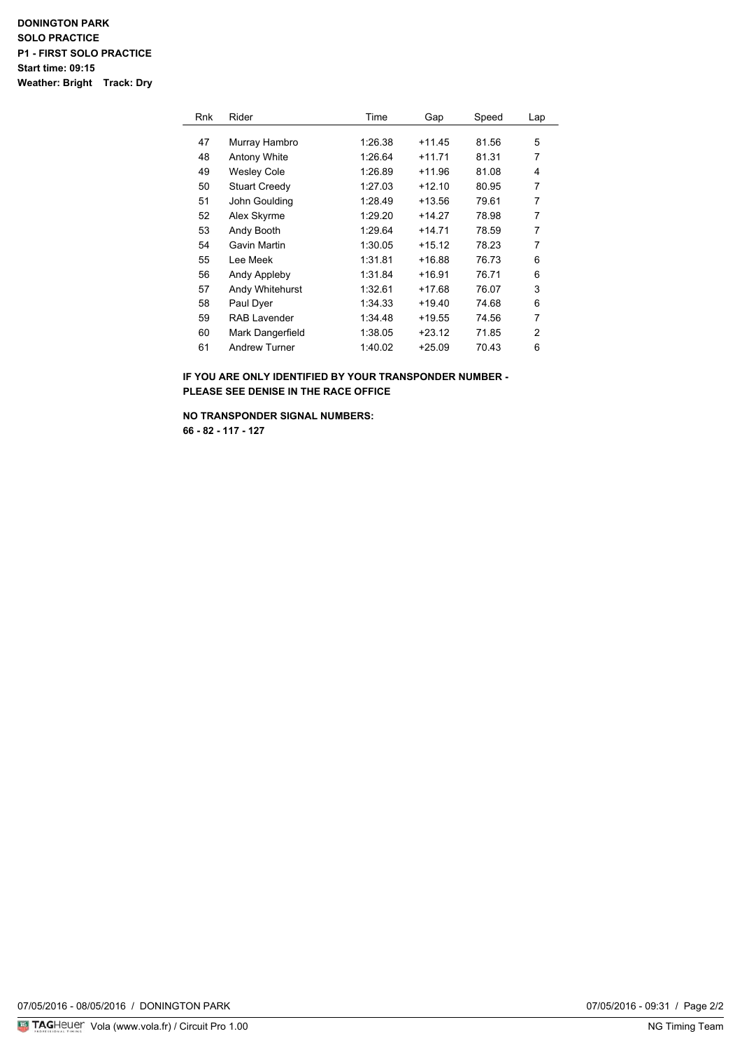**DONINGTON PARK**
**SOLO PRACTICE**
**P1 - FIRST SOLO PRACTICE**
**Start time: 09:15**
**Weather: Bright Track: Dry**

| Rnk | Rider | Time | Gap | Speed | Lap |
|---|---|---|---|---|---|
| 47 | Murray Hambro | 1:26.38 | +11.45 | 81.56 | 5 |
| 48 | Antony White | 1:26.64 | +11.71 | 81.31 | 7 |
| 49 | Wesley Cole | 1:26.89 | +11.96 | 81.08 | 4 |
| 50 | Stuart Creedy | 1:27.03 | +12.10 | 80.95 | 7 |
| 51 | John Goulding | 1:28.49 | +13.56 | 79.61 | 7 |
| 52 | Alex Skyrme | 1:29.20 | +14.27 | 78.98 | 7 |
| 53 | Andy Booth | 1:29.64 | +14.71 | 78.59 | 7 |
| 54 | Gavin Martin | 1:30.05 | +15.12 | 78.23 | 7 |
| 55 | Lee Meek | 1:31.81 | +16.88 | 76.73 | 6 |
| 56 | Andy Appleby | 1:31.84 | +16.91 | 76.71 | 6 |
| 57 | Andy Whitehurst | 1:32.61 | +17.68 | 76.07 | 3 |
| 58 | Paul Dyer | 1:34.33 | +19.40 | 74.68 | 6 |
| 59 | RAB Lavender | 1:34.48 | +19.55 | 74.56 | 7 |
| 60 | Mark Dangerfield | 1:38.05 | +23.12 | 71.85 | 2 |
| 61 | Andrew Turner | 1:40.02 | +25.09 | 70.43 | 6 |

**IF YOU ARE ONLY IDENTIFIED BY YOUR TRANSPONDER NUMBER - PLEASE SEE DENISE IN THE RACE OFFICE**

**NO TRANSPONDER SIGNAL NUMBERS:**
**66 - 82 - 117 - 127**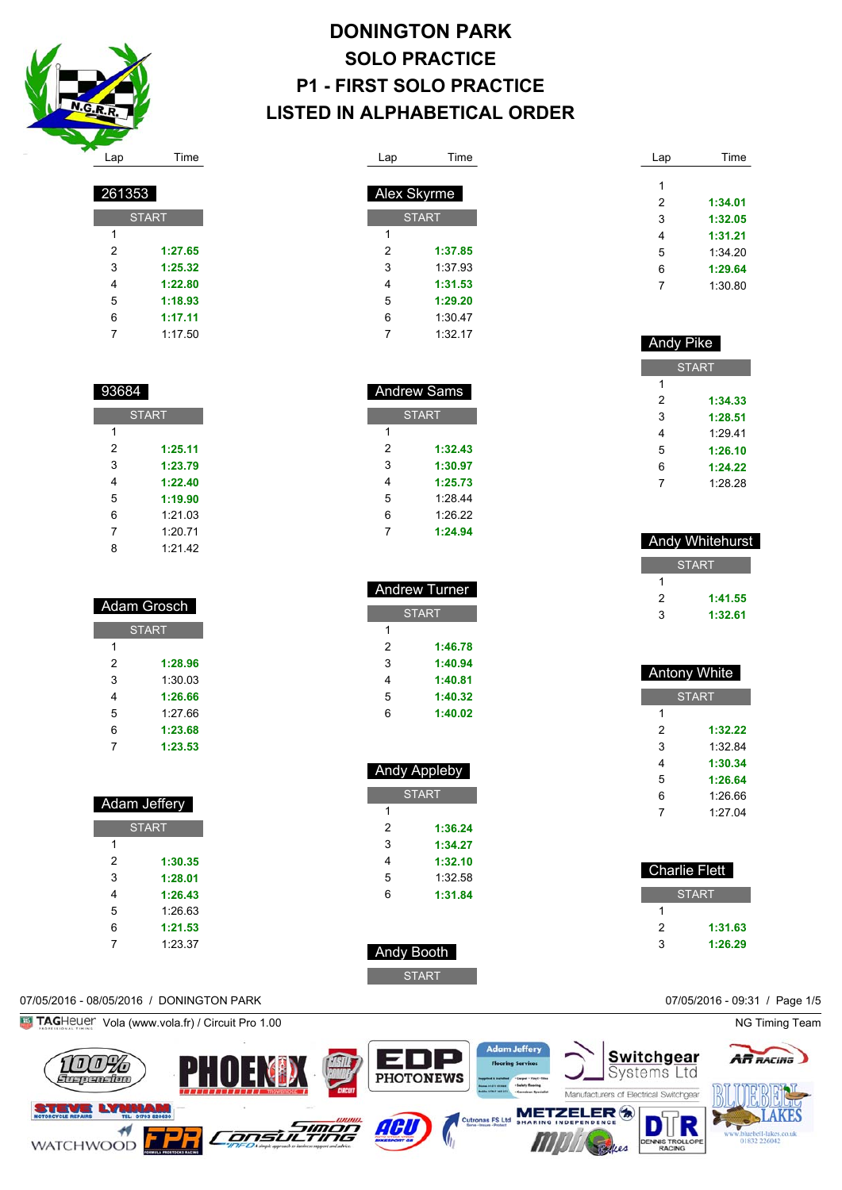# DONINGTON PARK
## SOLO PRACTICE
## P1 - FIRST SOLO PRACTICE
## LISTED IN ALPHABETICAL ORDER

### 261353

| Lap | Time |
|---|---|
| START | |
| 1 | |
| 2 | **1:27.65** |
| 3 | **1:25.32** |
| 4 | **1:22.80** |
| 5 | **1:18.93** |
| 6 | **1:17.11** |
| 7 | 1:17.50 |

### 93684

| Lap | Time |
|---|---|
| START | |
| 1 | |
| 2 | **1:25.11** |
| 3 | **1:23.79** |
| 4 | **1:22.40** |
| 5 | **1:19.90** |
| 6 | 1:21.03 |
| 7 | 1:20.71 |
| 8 | 1:21.42 |

### Adam Grosch

| Lap | Time |
|---|---|
| START | |
| 1 | |
| 2 | **1:28.96** |
| 3 | 1:30.03 |
| 4 | **1:26.66** |
| 5 | 1:27.66 |
| 6 | **1:23.68** |
| 7 | **1:23.53** |

### Adam Jeffery

| Lap | Time |
|---|---|
| START | |
| 1 | |
| 2 | **1:30.35** |
| 3 | **1:28.01** |
| 4 | **1:26.43** |
| 5 | 1:26.63 |
| 6 | **1:21.53** |
| 7 | 1:23.37 |

### Alex Skyrme

| Lap | Time |
|---|---|
| START | |
| 1 | |
| 2 | **1:37.85** |
| 3 | 1:37.93 |
| 4 | **1:31.53** |
| 5 | **1:29.20** |
| 6 | 1:30.47 |
| 7 | 1:32.17 |

### Andrew Sams

| Lap | Time |
|---|---|
| START | |
| 1 | |
| 2 | **1:32.43** |
| 3 | **1:30.97** |
| 4 | **1:25.73** |
| 5 | 1:28.44 |
| 6 | 1:26.22 |
| 7 | **1:24.94** |

### Andrew Turner

| Lap | Time |
|---|---|
| START | |
| 1 | |
| 2 | **1:46.78** |
| 3 | **1:40.94** |
| 4 | **1:40.81** |
| 5 | **1:40.32** |
| 6 | **1:40.02** |

### Andy Appleby

| Lap | Time |
|---|---|
| START | |
| 1 | |
| 2 | **1:36.24** |
| 3 | **1:34.27** |
| 4 | **1:32.10** |
| 5 | 1:32.58 |
| 6 | **1:31.84** |

### Andy Booth

| Lap | Time |
|---|---|
| START | |
| 1 | |
| 2 | **1:34.01** |
| 3 | **1:32.05** |
| 4 | **1:31.21** |
| 5 | 1:34.20 |
| 6 | **1:29.64** |
| 7 | 1:30.80 |

### Andy Pike

| Lap | Time |
|---|---|
| START | |
| 1 | |
| 2 | **1:34.33** |
| 3 | **1:28.51** |
| 4 | 1:29.41 |
| 5 | **1:26.10** |
| 6 | **1:24.22** |
| 7 | 1:28.28 |

### Andy Whitehurst

| Lap | Time |
|---|---|
| START | |
| 1 | |
| 2 | **1:41.55** |
| 3 | **1:32.61** |

### Antony White

| Lap | Time |
|---|---|
| START | |
| 1 | |
| 2 | **1:32.22** |
| 3 | 1:32.84 |
| 4 | **1:30.34** |
| 5 | **1:26.64** |
| 6 | 1:26.66 |
| 7 | 1:27.04 |

### Charlie Flett

| Lap | Time |
|---|---|
| START | |
| 1 | |
| 2 | **1:31.63** |
| 3 | **1:26.29** |

07/05/2016 - 08/05/2016 / DONINGTON PARK

07/05/2016 - 09:31

TAGHeuer Vola (www.vola.fr) / Circuit Pro 1.00

NG Timing Team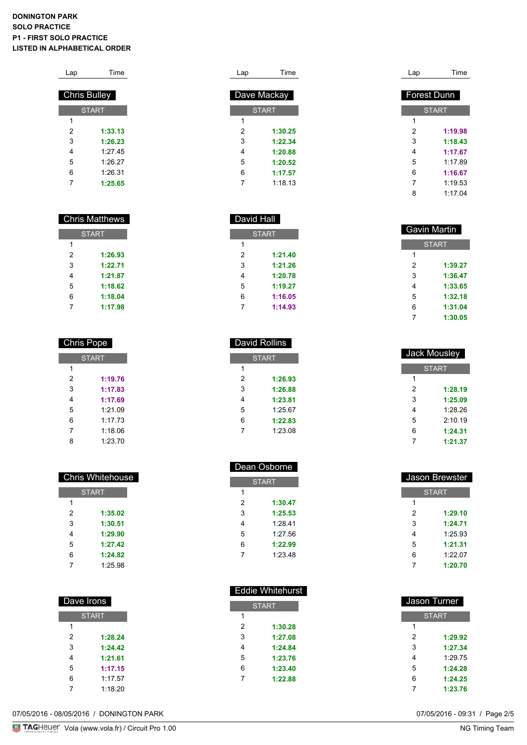**DONINGTON PARK**
**SOLO PRACTICE**
**P1 - FIRST SOLO PRACTICE**
**LISTED IN ALPHABETICAL ORDER**

### Chris Bulley

| Lap | Time |
|---|---|
| START | |
| 1 | |
| 2 | **1:33.13** |
| 3 | **1:26.23** |
| 4 | 1:27.45 |
| 5 | 1:26.27 |
| 6 | 1:26.31 |
| 7 | **1:25.65** |

### Chris Matthews

| Lap | Time |
|---|---|
| START | |
| 1 | |
| 2 | **1:26.93** |
| 3 | **1:22.71** |
| 4 | **1:21.87** |
| 5 | **1:18.62** |
| 6 | **1:18.04** |
| 7 | **1:17.98** |

### Chris Pope

| Lap | Time |
|---|---|
| START | |
| 1 | |
| 2 | **1:19.76** |
| 3 | **1:17.83** |
| 4 | **1:17.69** |
| 5 | 1:21.09 |
| 6 | 1:17.73 |
| 7 | 1:18.06 |
| 8 | 1:23.70 |

### Chris Whitehouse

| Lap | Time |
|---|---|
| START | |
| 1 | |
| 2 | **1:35.02** |
| 3 | **1:30.51** |
| 4 | **1:29.90** |
| 5 | **1:27.42** |
| 6 | **1:24.82** |
| 7 | 1:25.98 |

### Dave Irons

| Lap | Time |
|---|---|
| START | |
| 1 | |
| 2 | **1:28.24** |
| 3 | **1:24.42** |
| 4 | **1:21.61** |
| 5 | **1:17.15** |
| 6 | 1:17.57 |
| 7 | 1:18.20 |

### Dave Mackay

| Lap | Time |
|---|---|
| START | |
| 1 | |
| 2 | **1:30.25** |
| 3 | **1:22.34** |
| 4 | **1:20.88** |
| 5 | **1:20.52** |
| 6 | **1:17.57** |
| 7 | 1:18.13 |

### David Hall

| Lap | Time |
|---|---|
| START | |
| 1 | |
| 2 | **1:21.40** |
| 3 | **1:21.26** |
| 4 | **1:20.78** |
| 5 | **1:19.27** |
| 6 | **1:16.05** |
| 7 | **1:14.93** |

### David Rollins

| Lap | Time |
|---|---|
| START | |
| 1 | |
| 2 | **1:26.93** |
| 3 | **1:26.88** |
| 4 | **1:23.81** |
| 5 | 1:25.67 |
| 6 | **1:22.83** |
| 7 | 1:23.08 |

### Dean Osborne

| Lap | Time |
|---|---|
| START | |
| 1 | |
| 2 | **1:30.47** |
| 3 | **1:25.53** |
| 4 | 1:28.41 |
| 5 | 1:27.56 |
| 6 | **1:22.99** |
| 7 | 1:23.48 |

### Eddie Whitehurst

| Lap | Time |
|---|---|
| START | |
| 1 | |
| 2 | **1:30.28** |
| 3 | **1:27.08** |
| 4 | **1:24.84** |
| 5 | **1:23.76** |
| 6 | **1:23.40** |
| 7 | **1:22.88** |

### Forest Dunn

| Lap | Time |
|---|---|
| START | |
| 1 | |
| 2 | **1:19.98** |
| 3 | **1:18.43** |
| 4 | **1:17.67** |
| 5 | 1:17.89 |
| 6 | **1:16.67** |
| 7 | 1:19.53 |
| 8 | 1:17.04 |

### Gavin Martin

| Lap | Time |
|---|---|
| START | |
| 1 | |
| 2 | **1:39.27** |
| 3 | **1:36.47** |
| 4 | **1:33.65** |
| 5 | **1:32.18** |
| 6 | **1:31.04** |
| 7 | **1:30.05** |

### Jack Mousley

| Lap | Time |
|---|---|
| START | |
| 1 | |
| 2 | **1:28.19** |
| 3 | **1:25.09** |
| 4 | 1:28.26 |
| 5 | 2:10.19 |
| 6 | **1:24.31** |
| 7 | **1:21.37** |

### Jason Brewster

| Lap | Time |
|---|---|
| START | |
| 1 | |
| 2 | **1:29.10** |
| 3 | **1:24.71** |
| 4 | 1:25.93 |
| 5 | **1:21.31** |
| 6 | 1:22.07 |
| 7 | **1:20.70** |

### Jason Turner

| Lap | Time |
|---|---|
| START | |
| 1 | |
| 2 | **1:29.92** |
| 3 | **1:27.34** |
| 4 | 1:29.75 |
| 5 | **1:24.28** |
| 6 | **1:24.25** |
| 7 | **1:23.76** |

07/05/2016 - 08/05/2016 / DONINGTON PARK

07/05/2016 - 09:31

Vola (www.vola.fr) / Circuit Pro 1.00

NG Timing Team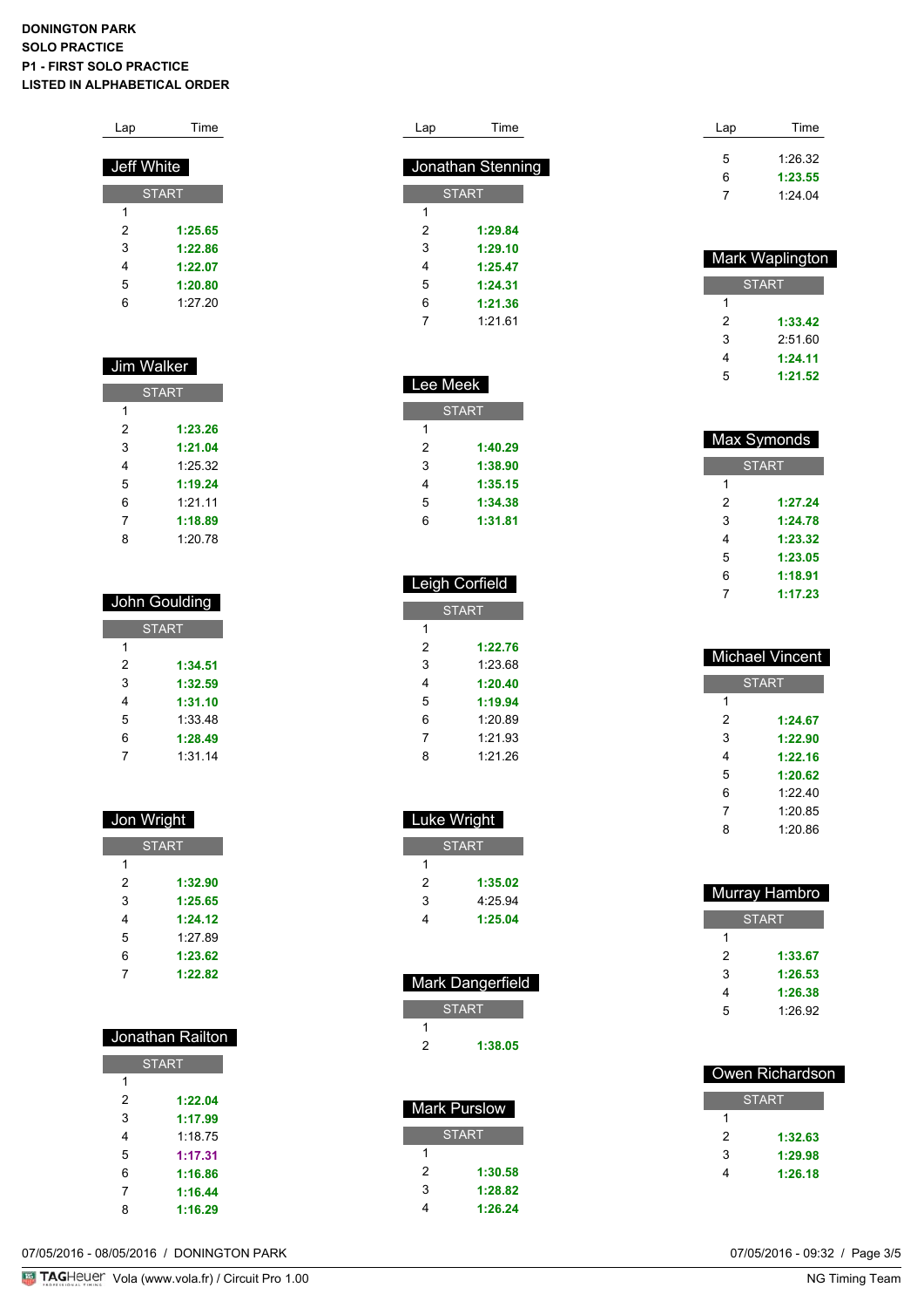**DONINGTON PARK**
**SOLO PRACTICE**
**P1 - FIRST SOLO PRACTICE**
**LISTED IN ALPHABETICAL ORDER**

### Jeff White

| Lap | Time |
|---|---|
| START | |
| 1 | |
| 2 | **1:25.65** |
| 3 | **1:22.86** |
| 4 | **1:22.07** |
| 5 | **1:20.80** |
| 6 | 1:27.20 |

### Jim Walker

| Lap | Time |
|---|---|
| START | |
| 1 | |
| 2 | **1:23.26** |
| 3 | **1:21.04** |
| 4 | 1:25.32 |
| 5 | **1:19.24** |
| 6 | 1:21.11 |
| 7 | **1:18.89** |
| 8 | 1:20.78 |

### John Goulding

| Lap | Time |
|---|---|
| START | |
| 1 | |
| 2 | **1:34.51** |
| 3 | **1:32.59** |
| 4 | **1:31.10** |
| 5 | 1:33.48 |
| 6 | **1:28.49** |
| 7 | 1:31.14 |

### Jon Wright

| Lap | Time |
|---|---|
| START | |
| 1 | |
| 2 | **1:32.90** |
| 3 | **1:25.65** |
| 4 | **1:24.12** |
| 5 | 1:27.89 |
| 6 | **1:23.62** |
| 7 | **1:22.82** |

### Jonathan Railton

| Lap | Time |
|---|---|
| START | |
| 1 | |
| 2 | **1:22.04** |
| 3 | **1:17.99** |
| 4 | 1:18.75 |
| 5 | **1:17.31** |
| 6 | **1:16.86** |
| 7 | **1:16.44** |
| 8 | **1:16.29** |

### Jonathan Stenning

| Lap | Time |
|---|---|
| START | |
| 1 | |
| 2 | **1:29.84** |
| 3 | **1:29.10** |
| 4 | **1:25.47** |
| 5 | **1:24.31** |
| 6 | **1:21.36** |
| 7 | 1:21.61 |

### Lee Meek

| Lap | Time |
|---|---|
| START | |
| 1 | |
| 2 | **1:40.29** |
| 3 | **1:38.90** |
| 4 | **1:35.15** |
| 5 | **1:34.38** |
| 6 | **1:31.81** |

### Leigh Corfield

| Lap | Time |
|---|---|
| START | |
| 1 | |
| 2 | **1:22.76** |
| 3 | 1:23.68 |
| 4 | **1:20.40** |
| 5 | **1:19.94** |
| 6 | 1:20.89 |
| 7 | 1:21.93 |
| 8 | 1:21.26 |

### Luke Wright

| Lap | Time |
|---|---|
| START | |
| 1 | |
| 2 | **1:35.02** |
| 3 | 4:25.94 |
| 4 | **1:25.04** |

### Mark Dangerfield

| Lap | Time |
|---|---|
| START | |
| 1 | |
| 2 | **1:38.05** |

### Mark Purslow

| Lap | Time |
|---|---|
| START | |
| 1 | |
| 2 | **1:30.58** |
| 3 | **1:28.82** |
| 4 | **1:26.24** |
| 5 | 1:26.32 |
| 6 | **1:23.55** |
| 7 | 1:24.04 |

### Mark Waplington

| Lap | Time |
|---|---|
| START | |
| 1 | |
| 2 | **1:33.42** |
| 3 | 2:51.60 |
| 4 | **1:24.11** |
| 5 | **1:21.52** |

### Max Symonds

| Lap | Time |
|---|---|
| START | |
| 1 | |
| 2 | **1:27.24** |
| 3 | **1:24.78** |
| 4 | **1:23.32** |
| 5 | **1:23.05** |
| 6 | **1:18.91** |
| 7 | **1:17.23** |

### Michael Vincent

| Lap | Time |
|---|---|
| START | |
| 1 | |
| 2 | **1:24.67** |
| 3 | **1:22.90** |
| 4 | **1:22.16** |
| 5 | **1:20.62** |
| 6 | 1:22.40 |
| 7 | 1:20.85 |
| 8 | 1:20.86 |

### Murray Hambro

| Lap | Time |
|---|---|
| START | |
| 1 | |
| 2 | **1:33.67** |
| 3 | **1:26.53** |
| 4 | **1:26.38** |
| 5 | 1:26.92 |

### Owen Richardson

| Lap | Time |
|---|---|
| START | |
| 1 | |
| 2 | **1:32.63** |
| 3 | **1:29.98** |
| 4 | **1:26.18** |

07/05/2016 - 08/05/2016 / DONINGTON PARK — 07/05/2016 - 09:32

TAGHeuer Vola (www.vola.fr) / Circuit Pro 1.00 — NG Timing Team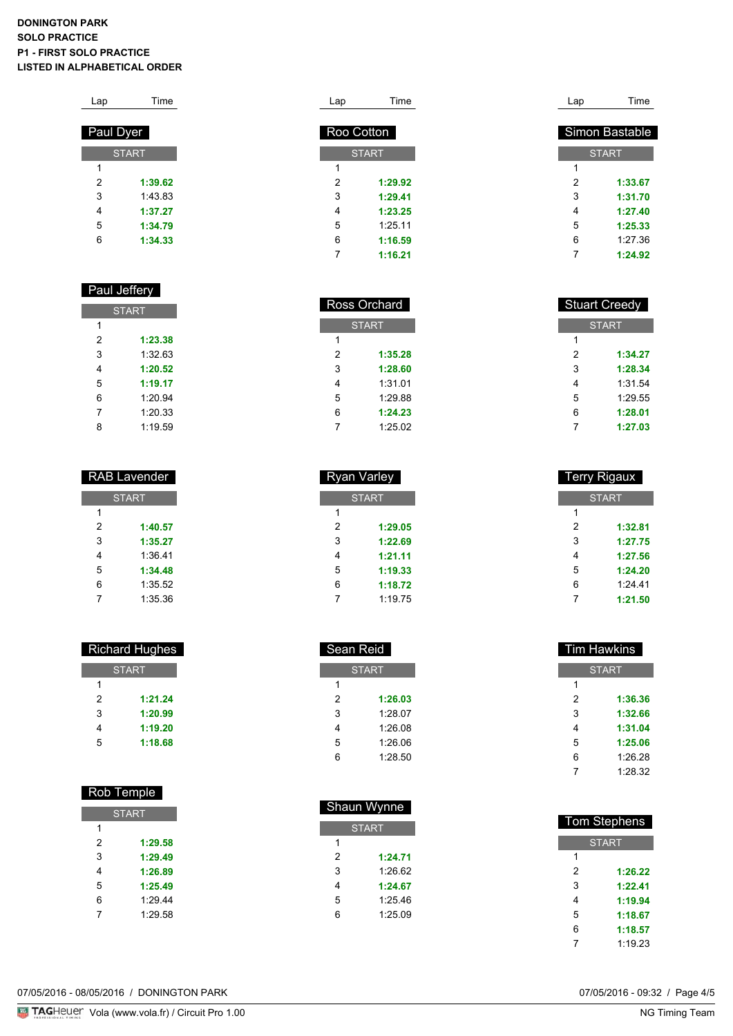**DONINGTON PARK**
**SOLO PRACTICE**
**P1 - FIRST SOLO PRACTICE**
**LISTED IN ALPHABETICAL ORDER**

### Paul Dyer

| Lap | Time |
|---|---|
| START | |
| 1 | |
| 2 | **1:39.62** |
| 3 | 1:43.83 |
| 4 | **1:37.27** |
| 5 | **1:34.79** |
| 6 | **1:34.33** |

### Paul Jeffery

| Lap | Time |
|---|---|
| START | |
| 1 | |
| 2 | **1:23.38** |
| 3 | 1:32.63 |
| 4 | **1:20.52** |
| 5 | **1:19.17** |
| 6 | 1:20.94 |
| 7 | 1:20.33 |
| 8 | 1:19.59 |

### RAB Lavender

| Lap | Time |
|---|---|
| START | |
| 1 | |
| 2 | **1:40.57** |
| 3 | **1:35.27** |
| 4 | 1:36.41 |
| 5 | **1:34.48** |
| 6 | 1:35.52 |
| 7 | 1:35.36 |

### Richard Hughes

| Lap | Time |
|---|---|
| START | |
| 1 | |
| 2 | **1:21.24** |
| 3 | **1:20.99** |
| 4 | **1:19.20** |
| 5 | **1:18.68** |

### Rob Temple

| Lap | Time |
|---|---|
| START | |
| 1 | |
| 2 | **1:29.58** |
| 3 | **1:29.49** |
| 4 | **1:26.89** |
| 5 | **1:25.49** |
| 6 | 1:29.44 |
| 7 | 1:29.58 |

### Roo Cotton

| Lap | Time |
|---|---|
| START | |
| 1 | |
| 2 | **1:29.92** |
| 3 | **1:29.41** |
| 4 | **1:23.25** |
| 5 | 1:25.11 |
| 6 | **1:16.59** |
| 7 | **1:16.21** |

### Ross Orchard

| Lap | Time |
|---|---|
| START | |
| 1 | |
| 2 | **1:35.28** |
| 3 | **1:28.60** |
| 4 | 1:31.01 |
| 5 | 1:29.88 |
| 6 | **1:24.23** |
| 7 | 1:25.02 |

### Ryan Varley

| Lap | Time |
|---|---|
| START | |
| 1 | |
| 2 | **1:29.05** |
| 3 | **1:22.69** |
| 4 | **1:21.11** |
| 5 | **1:19.33** |
| 6 | **1:18.72** |
| 7 | 1:19.75 |

### Sean Reid

| Lap | Time |
|---|---|
| START | |
| 1 | |
| 2 | **1:26.03** |
| 3 | 1:28.07 |
| 4 | 1:26.08 |
| 5 | 1:26.06 |
| 6 | 1:28.50 |

### Shaun Wynne

| Lap | Time |
|---|---|
| START | |
| 1 | |
| 2 | **1:24.71** |
| 3 | 1:26.62 |
| 4 | **1:24.67** |
| 5 | 1:25.46 |
| 6 | 1:25.09 |

### Simon Bastable

| Lap | Time |
|---|---|
| START | |
| 1 | |
| 2 | **1:33.67** |
| 3 | **1:31.70** |
| 4 | **1:27.40** |
| 5 | **1:25.33** |
| 6 | 1:27.36 |
| 7 | **1:24.92** |

### Stuart Creedy

| Lap | Time |
|---|---|
| START | |
| 1 | |
| 2 | **1:34.27** |
| 3 | **1:28.34** |
| 4 | 1:31.54 |
| 5 | 1:29.55 |
| 6 | **1:28.01** |
| 7 | **1:27.03** |

### Terry Rigaux

| Lap | Time |
|---|---|
| START | |
| 1 | |
| 2 | **1:32.81** |
| 3 | **1:27.75** |
| 4 | **1:27.56** |
| 5 | **1:24.20** |
| 6 | 1:24.41 |
| 7 | **1:21.50** |

### Tim Hawkins

| Lap | Time |
|---|---|
| START | |
| 1 | |
| 2 | **1:36.36** |
| 3 | **1:32.66** |
| 4 | **1:31.04** |
| 5 | **1:25.06** |
| 6 | 1:26.28 |
| 7 | 1:28.32 |

### Tom Stephens

| Lap | Time |
|---|---|
| START | |
| 1 | |
| 2 | **1:26.22** |
| 3 | **1:22.41** |
| 4 | **1:19.94** |
| 5 | **1:18.67** |
| 6 | **1:18.57** |
| 7 | 1:19.23 |

07/05/2016 - 08/05/2016 / DONINGTON PARK

07/05/2016 - 09:32

TAGHeuer Vola (www.vola.fr) / Circuit Pro 1.00

NG Timing Team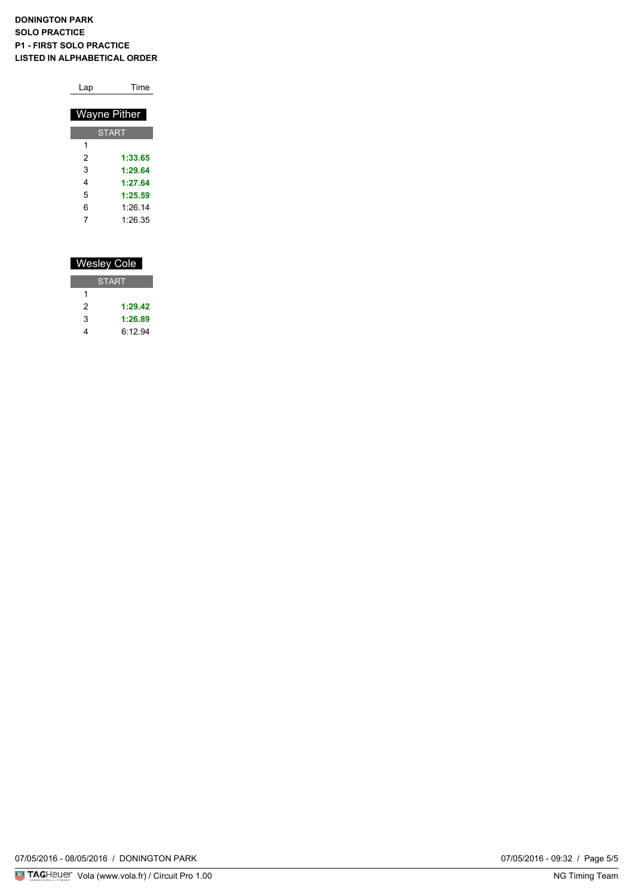**DONINGTON PARK**
**SOLO PRACTICE**
**P1 - FIRST SOLO PRACTICE**
**LISTED IN ALPHABETICAL ORDER**

## Wayne Pither

| Lap | Time |
| --- | --- |
| START | |
| 1 | |
| 2 | **1:33.65** |
| 3 | **1:29.64** |
| 4 | **1:27.64** |
| 5 | **1:25.59** |
| 6 | 1:26.14 |
| 7 | 1:26.35 |

## Wesley Cole

| Lap | Time |
| --- | --- |
| START | |
| 1 | |
| 2 | **1:29.42** |
| 3 | **1:26.89** |
| 4 | 6:12.94 |

07/05/2016 - 08/05/2016 / DONINGTON PARK

07/05/2016 - 09:32

TAGHeuer Vola (www.vola.fr) / Circuit Pro 1.00

NG Timing Team